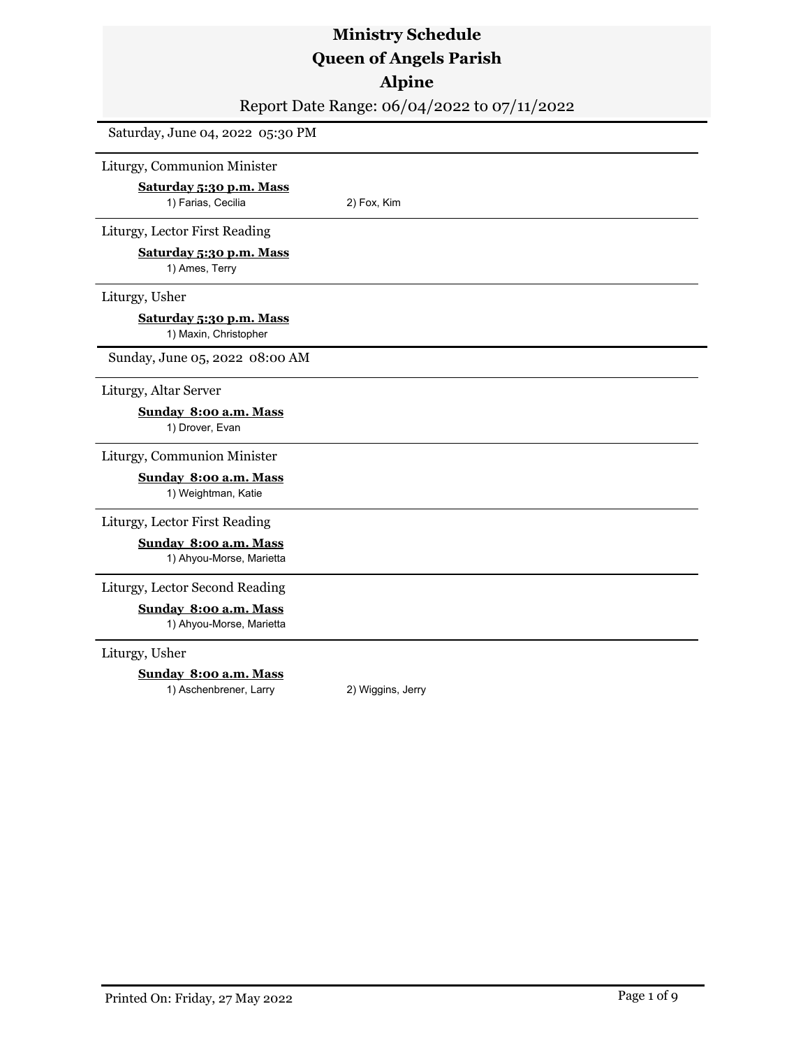# Ministry Schedule
# Queen of Angels Parish
# Alpine

Report Date Range: 06/04/2022 to 07/11/2022

## Saturday, June 04, 2022 05:30 PM

### Liturgy, Communion Minister

**Saturday 5:30 p.m. Mass**

1) Farias, Cecilia
2) Fox, Kim

### Liturgy, Lector First Reading

**Saturday 5:30 p.m. Mass**

1) Ames, Terry

### Liturgy, Usher

**Saturday 5:30 p.m. Mass**

1) Maxin, Christopher

## Sunday, June 05, 2022 08:00 AM

### Liturgy, Altar Server

**Sunday 8:00 a.m. Mass**

1) Drover, Evan

### Liturgy, Communion Minister

**Sunday 8:00 a.m. Mass**

1) Weightman, Katie

### Liturgy, Lector First Reading

**Sunday 8:00 a.m. Mass**

1) Ahyou-Morse, Marietta

### Liturgy, Lector Second Reading

**Sunday 8:00 a.m. Mass**

1) Ahyou-Morse, Marietta

### Liturgy, Usher

**Sunday 8:00 a.m. Mass**

1) Aschenbrener, Larry
2) Wiggins, Jerry

Printed On: Friday, 27 May 2022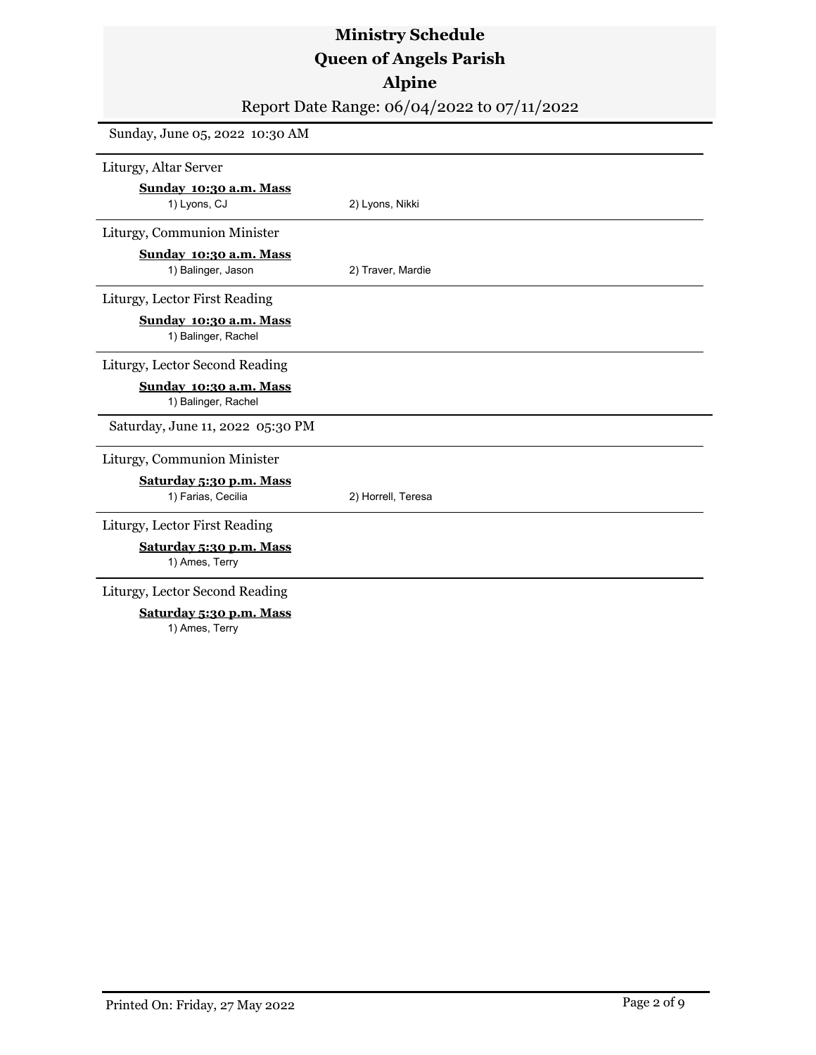# Ministry Schedule
# Queen of Angels Parish
# Alpine

Report Date Range: 06/04/2022 to 07/11/2022

## Sunday, June 05, 2022 10:30 AM

### Liturgy, Altar Server

**Sunday 10:30 a.m. Mass**

1) Lyons, CJ
2) Lyons, Nikki

### Liturgy, Communion Minister

**Sunday 10:30 a.m. Mass**

1) Balinger, Jason
2) Traver, Mardie

### Liturgy, Lector First Reading

**Sunday 10:30 a.m. Mass**

1) Balinger, Rachel

### Liturgy, Lector Second Reading

**Sunday 10:30 a.m. Mass**

1) Balinger, Rachel

## Saturday, June 11, 2022 05:30 PM

### Liturgy, Communion Minister

**Saturday 5:30 p.m. Mass**

1) Farias, Cecilia
2) Horrell, Teresa

### Liturgy, Lector First Reading

**Saturday 5:30 p.m. Mass**

1) Ames, Terry

### Liturgy, Lector Second Reading

**Saturday 5:30 p.m. Mass**

1) Ames, Terry

Printed On: Friday, 27 May 2022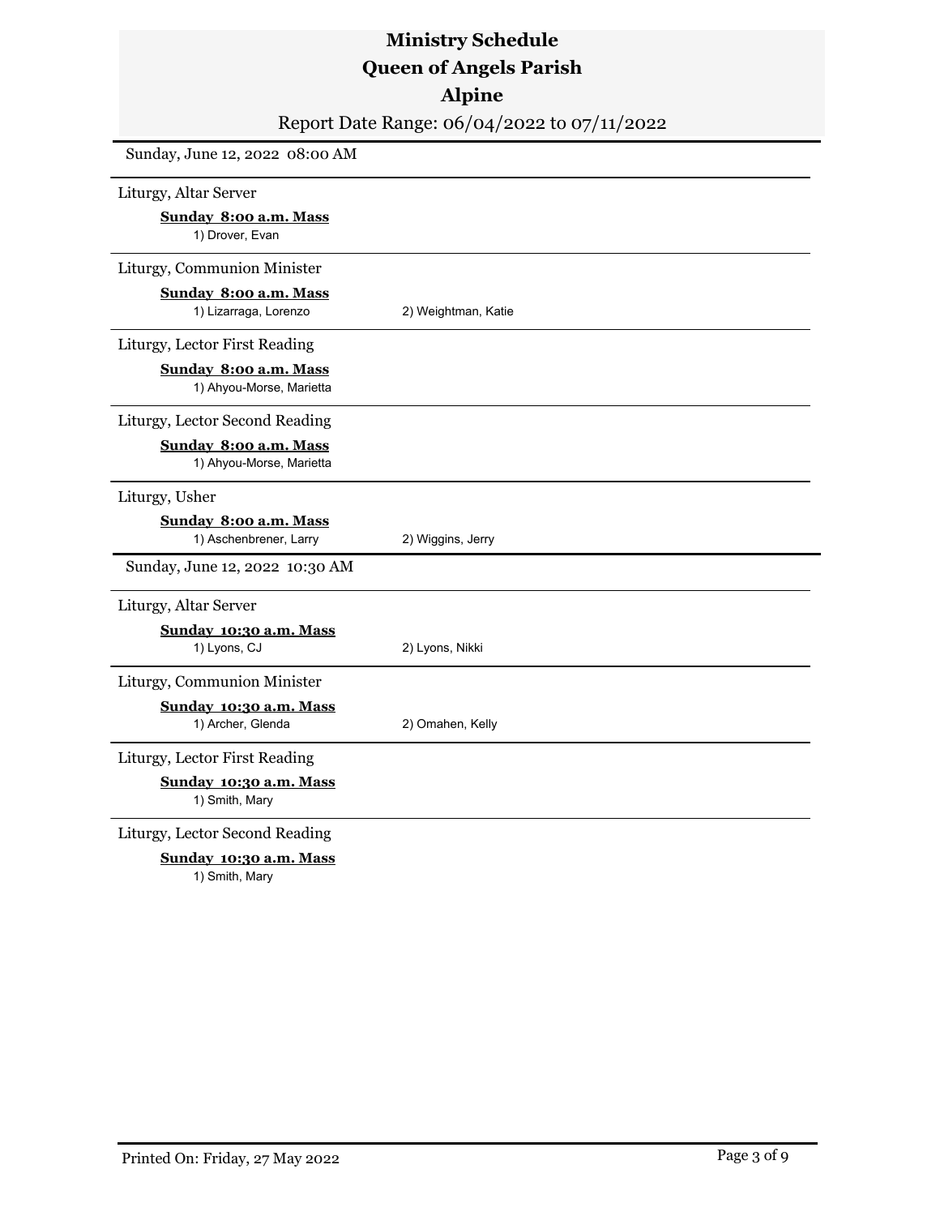# Ministry Schedule
# Queen of Angels Parish
# Alpine

Report Date Range: 06/04/2022 to 07/11/2022

## Sunday, June 12, 2022 08:00 AM

### Liturgy, Altar Server

**Sunday 8:00 a.m. Mass**

1) Drover, Evan

### Liturgy, Communion Minister

**Sunday 8:00 a.m. Mass**

1) Lizarraga, Lorenzo
2) Weightman, Katie

### Liturgy, Lector First Reading

**Sunday 8:00 a.m. Mass**

1) Ahyou-Morse, Marietta

### Liturgy, Lector Second Reading

**Sunday 8:00 a.m. Mass**

1) Ahyou-Morse, Marietta

### Liturgy, Usher

**Sunday 8:00 a.m. Mass**

1) Aschenbrener, Larry
2) Wiggins, Jerry

## Sunday, June 12, 2022 10:30 AM

### Liturgy, Altar Server

**Sunday 10:30 a.m. Mass**

1) Lyons, CJ
2) Lyons, Nikki

### Liturgy, Communion Minister

**Sunday 10:30 a.m. Mass**

1) Archer, Glenda
2) Omahen, Kelly

### Liturgy, Lector First Reading

**Sunday 10:30 a.m. Mass**

1) Smith, Mary

### Liturgy, Lector Second Reading

**Sunday 10:30 a.m. Mass**

1) Smith, Mary

Printed On: Friday, 27 May 2022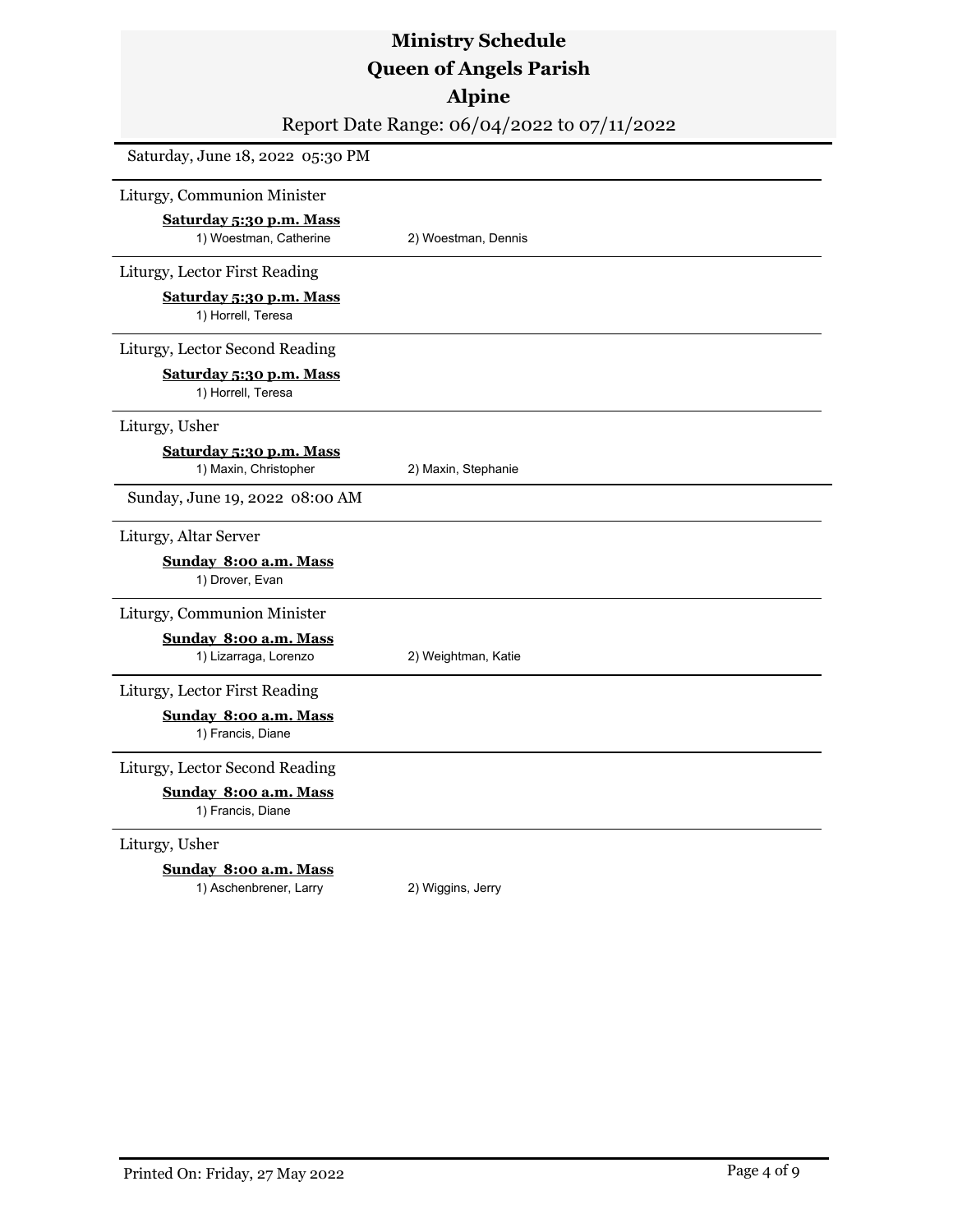# Ministry Schedule
# Queen of Angels Parish
# Alpine

Report Date Range: 06/04/2022 to 07/11/2022

## Saturday, June 18, 2022 05:30 PM

### Liturgy, Communion Minister

**Saturday 5:30 p.m. Mass**

1) Woestman, Catherine 2) Woestman, Dennis

### Liturgy, Lector First Reading

**Saturday 5:30 p.m. Mass**

1) Horrell, Teresa

### Liturgy, Lector Second Reading

**Saturday 5:30 p.m. Mass**

1) Horrell, Teresa

### Liturgy, Usher

**Saturday 5:30 p.m. Mass**

1) Maxin, Christopher 2) Maxin, Stephanie

## Sunday, June 19, 2022 08:00 AM

### Liturgy, Altar Server

**Sunday 8:00 a.m. Mass**

1) Drover, Evan

### Liturgy, Communion Minister

**Sunday 8:00 a.m. Mass**

1) Lizarraga, Lorenzo 2) Weightman, Katie

### Liturgy, Lector First Reading

**Sunday 8:00 a.m. Mass**

1) Francis, Diane

### Liturgy, Lector Second Reading

**Sunday 8:00 a.m. Mass**

1) Francis, Diane

### Liturgy, Usher

**Sunday 8:00 a.m. Mass**

1) Aschenbrener, Larry 2) Wiggins, Jerry

Printed On: Friday, 27 May 2022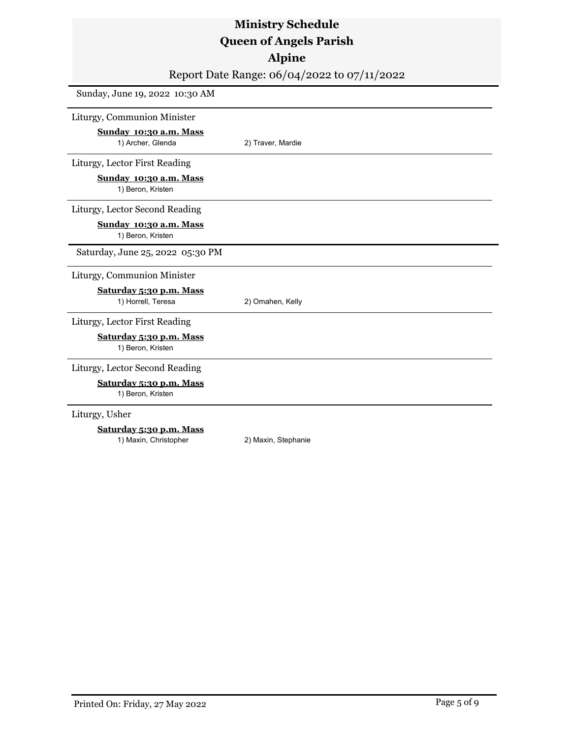# Ministry Schedule
# Queen of Angels Parish
# Alpine

Report Date Range: 06/04/2022 to 07/11/2022

## Sunday, June 19, 2022 10:30 AM

### Liturgy, Communion Minister

**Sunday 10:30 a.m. Mass**

1) Archer, Glenda
2) Traver, Mardie

### Liturgy, Lector First Reading

**Sunday 10:30 a.m. Mass**

1) Beron, Kristen

### Liturgy, Lector Second Reading

**Sunday 10:30 a.m. Mass**

1) Beron, Kristen

## Saturday, June 25, 2022 05:30 PM

### Liturgy, Communion Minister

**Saturday 5:30 p.m. Mass**

1) Horrell, Teresa
2) Omahen, Kelly

### Liturgy, Lector First Reading

**Saturday 5:30 p.m. Mass**

1) Beron, Kristen

### Liturgy, Lector Second Reading

**Saturday 5:30 p.m. Mass**

1) Beron, Kristen

### Liturgy, Usher

**Saturday 5:30 p.m. Mass**

1) Maxin, Christopher
2) Maxin, Stephanie

Printed On: Friday, 27 May 2022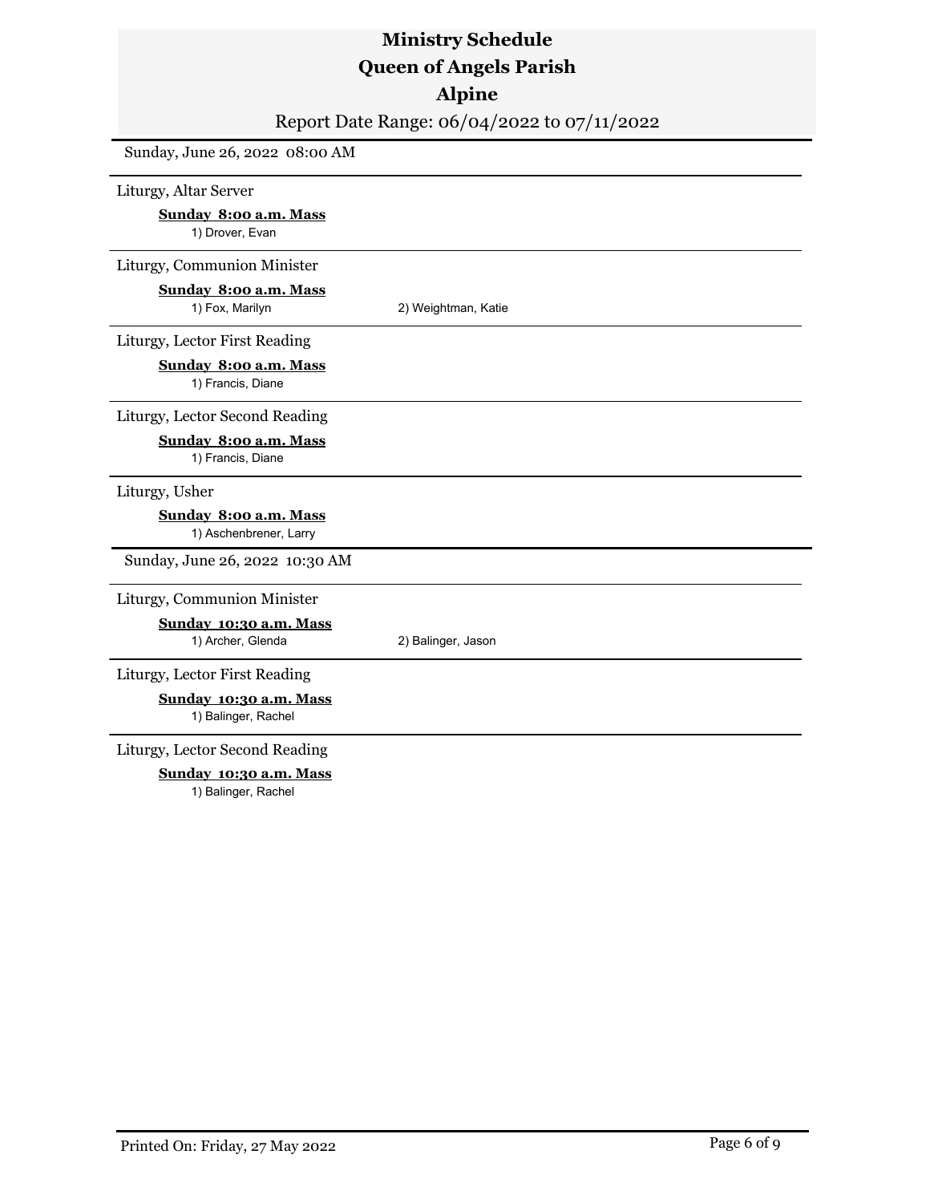# Ministry Schedule
# Queen of Angels Parish
# Alpine

Report Date Range: 06/04/2022 to 07/11/2022

## Sunday, June 26, 2022 08:00 AM

### Liturgy, Altar Server

**Sunday 8:00 a.m. Mass**

1) Drover, Evan

### Liturgy, Communion Minister

**Sunday 8:00 a.m. Mass**

1) Fox, Marilyn
2) Weightman, Katie

### Liturgy, Lector First Reading

**Sunday 8:00 a.m. Mass**

1) Francis, Diane

### Liturgy, Lector Second Reading

**Sunday 8:00 a.m. Mass**

1) Francis, Diane

### Liturgy, Usher

**Sunday 8:00 a.m. Mass**

1) Aschenbrener, Larry

## Sunday, June 26, 2022 10:30 AM

### Liturgy, Communion Minister

**Sunday 10:30 a.m. Mass**

1) Archer, Glenda
2) Balinger, Jason

### Liturgy, Lector First Reading

**Sunday 10:30 a.m. Mass**

1) Balinger, Rachel

### Liturgy, Lector Second Reading

**Sunday 10:30 a.m. Mass**

1) Balinger, Rachel

Printed On: Friday, 27 May 2022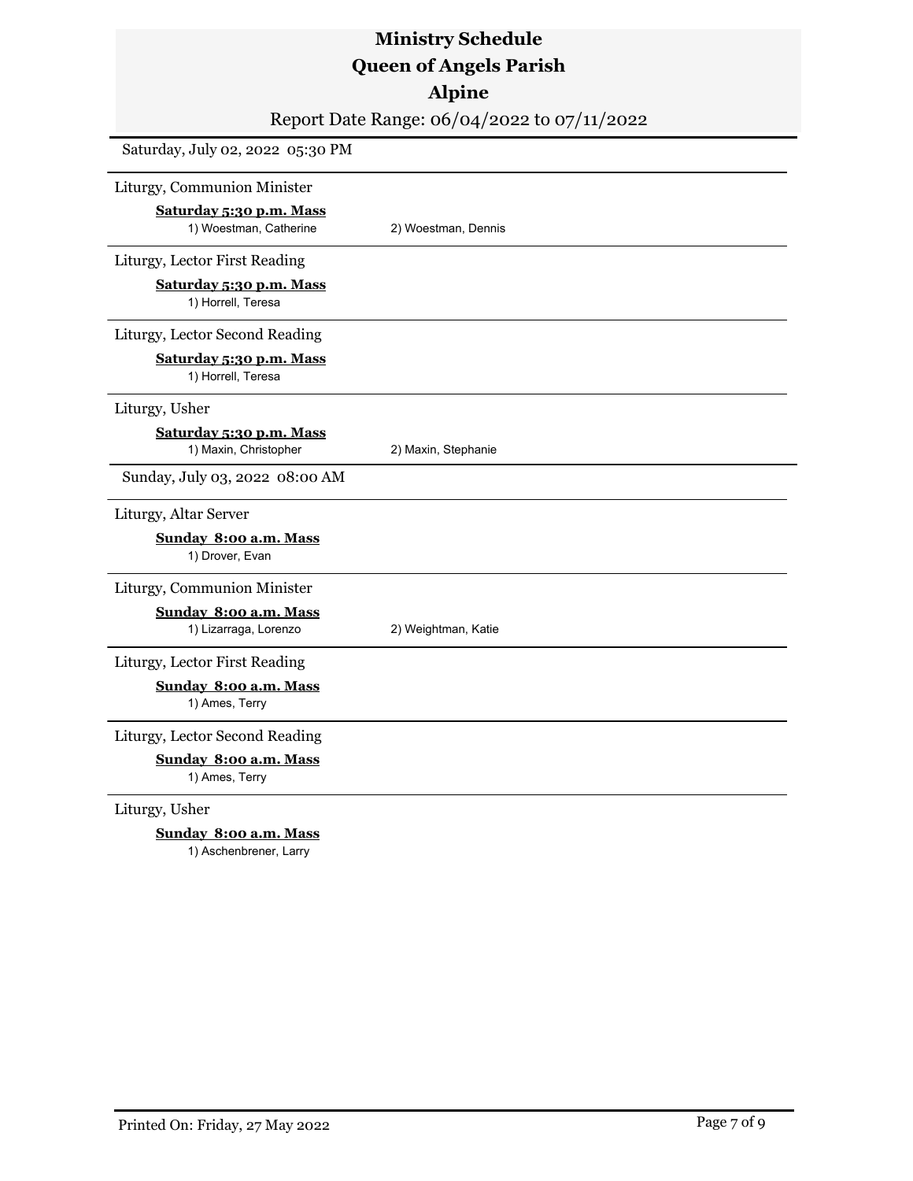# Ministry Schedule
# Queen of Angels Parish
# Alpine

Report Date Range: 06/04/2022 to 07/11/2022

## Saturday, July 02, 2022 05:30 PM

### Liturgy, Communion Minister

**Saturday 5:30 p.m. Mass**

1) Woestman, Catherine
2) Woestman, Dennis

### Liturgy, Lector First Reading

**Saturday 5:30 p.m. Mass**

1) Horrell, Teresa

### Liturgy, Lector Second Reading

**Saturday 5:30 p.m. Mass**

1) Horrell, Teresa

### Liturgy, Usher

**Saturday 5:30 p.m. Mass**

1) Maxin, Christopher
2) Maxin, Stephanie

## Sunday, July 03, 2022 08:00 AM

### Liturgy, Altar Server

**Sunday 8:00 a.m. Mass**

1) Drover, Evan

### Liturgy, Communion Minister

**Sunday 8:00 a.m. Mass**

1) Lizarraga, Lorenzo
2) Weightman, Katie

### Liturgy, Lector First Reading

**Sunday 8:00 a.m. Mass**

1) Ames, Terry

### Liturgy, Lector Second Reading

**Sunday 8:00 a.m. Mass**

1) Ames, Terry

### Liturgy, Usher

**Sunday 8:00 a.m. Mass**

1) Aschenbrener, Larry

Printed On: Friday, 27 May 2022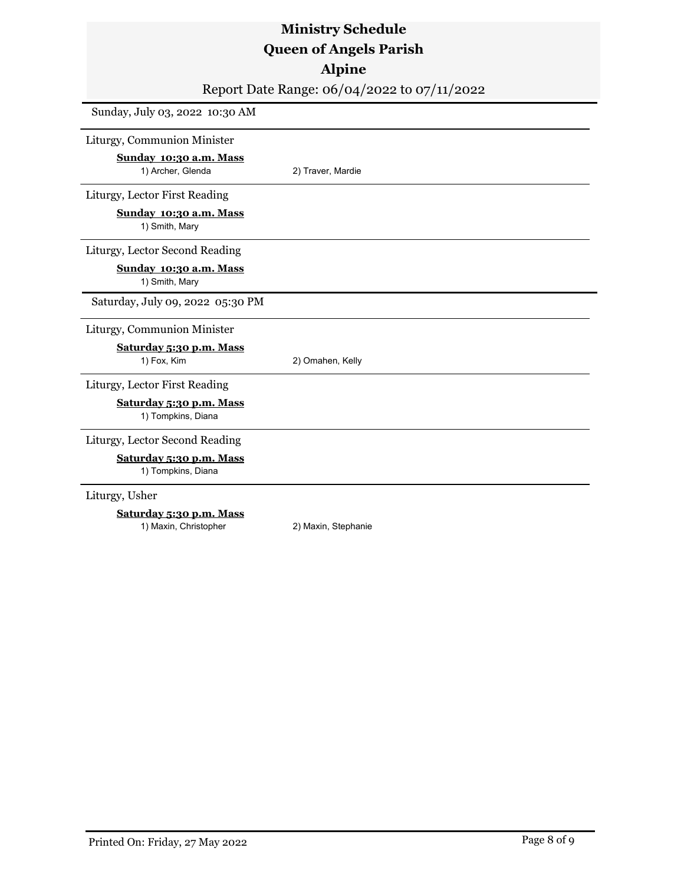# Ministry Schedule
# Queen of Angels Parish
# Alpine

Report Date Range: 06/04/2022 to 07/11/2022

## Sunday, July 03, 2022 10:30 AM

### Liturgy, Communion Minister

**Sunday 10:30 a.m. Mass**

1) Archer, Glenda    2) Traver, Mardie

### Liturgy, Lector First Reading

**Sunday 10:30 a.m. Mass**

1) Smith, Mary

### Liturgy, Lector Second Reading

**Sunday 10:30 a.m. Mass**

1) Smith, Mary

## Saturday, July 09, 2022 05:30 PM

### Liturgy, Communion Minister

**Saturday 5:30 p.m. Mass**

1) Fox, Kim    2) Omahen, Kelly

### Liturgy, Lector First Reading

**Saturday 5:30 p.m. Mass**

1) Tompkins, Diana

### Liturgy, Lector Second Reading

**Saturday 5:30 p.m. Mass**

1) Tompkins, Diana

### Liturgy, Usher

**Saturday 5:30 p.m. Mass**

1) Maxin, Christopher    2) Maxin, Stephanie

Printed On: Friday, 27 May 2022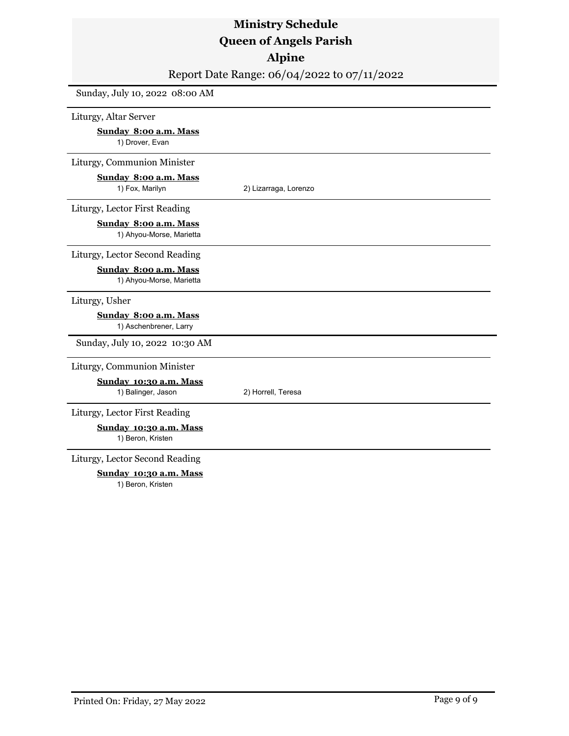Sunday, July 10, 2022 08:00 AM

Liturgy, Altar Server

**Sunday 8:00 a.m. Mass**

1) Drover, Evan

Liturgy, Communion Minister

**Sunday 8:00 a.m. Mass**

1) Fox, Marilyn
2) Lizarraga, Lorenzo

Liturgy, Lector First Reading

**Sunday 8:00 a.m. Mass**

1) Ahyou-Morse, Marietta

Liturgy, Lector Second Reading

**Sunday 8:00 a.m. Mass**

1) Ahyou-Morse, Marietta

Liturgy, Usher

**Sunday 8:00 a.m. Mass**

1) Aschenbrener, Larry

Sunday, July 10, 2022 10:30 AM

Liturgy, Communion Minister

**Sunday 10:30 a.m. Mass**

1) Balinger, Jason
2) Horrell, Teresa

Liturgy, Lector First Reading

**Sunday 10:30 a.m. Mass**

1) Beron, Kristen

Liturgy, Lector Second Reading

**Sunday 10:30 a.m. Mass**

1) Beron, Kristen